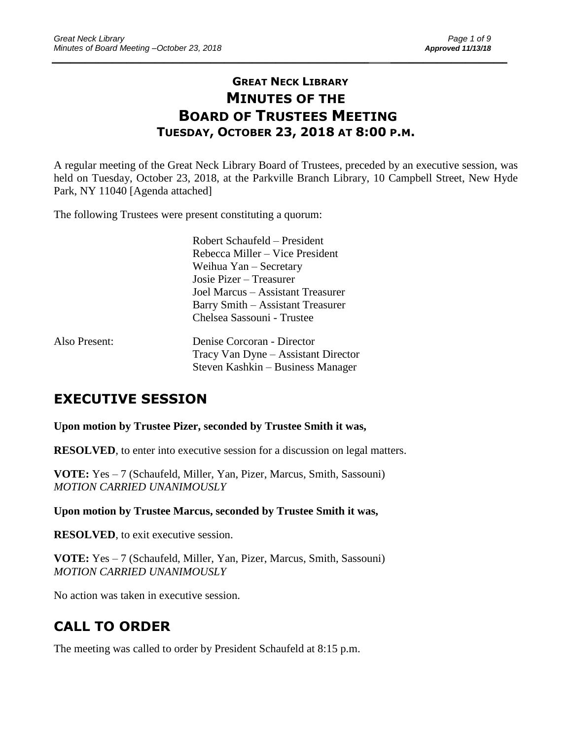# GREAT NECK LIBRARY
# MINUTES OF THE BOARD OF TRUSTEES MEETING
## TUESDAY, OCTOBER 23, 2018 AT 8:00 P.M.

A regular meeting of the Great Neck Library Board of Trustees, preceded by an executive session, was held on Tuesday, October 23, 2018, at the Parkville Branch Library, 10 Campbell Street, New Hyde Park, NY 11040 [Agenda attached]

The following Trustees were present constituting a quorum:

Robert Schaufeld – President
Rebecca Miller – Vice President
Weihua Yan – Secretary
Josie Pizer – Treasurer
Joel Marcus – Assistant Treasurer
Barry Smith – Assistant Treasurer
Chelsea Sassouni - Trustee

Also Present:

Denise Corcoran - Director
Tracy Van Dyne – Assistant Director
Steven Kashkin – Business Manager

## EXECUTIVE SESSION

**Upon motion by Trustee Pizer, seconded by Trustee Smith it was,**

**RESOLVED**, to enter into executive session for a discussion on legal matters.

**VOTE:** Yes – 7 (Schaufeld, Miller, Yan, Pizer, Marcus, Smith, Sassouni)
*MOTION CARRIED UNANIMOUSLY*

**Upon motion by Trustee Marcus, seconded by Trustee Smith it was,**

**RESOLVED**, to exit executive session.

**VOTE:** Yes – 7 (Schaufeld, Miller, Yan, Pizer, Marcus, Smith, Sassouni)
*MOTION CARRIED UNANIMOUSLY*

No action was taken in executive session.

## CALL TO ORDER

The meeting was called to order by President Schaufeld at 8:15 p.m.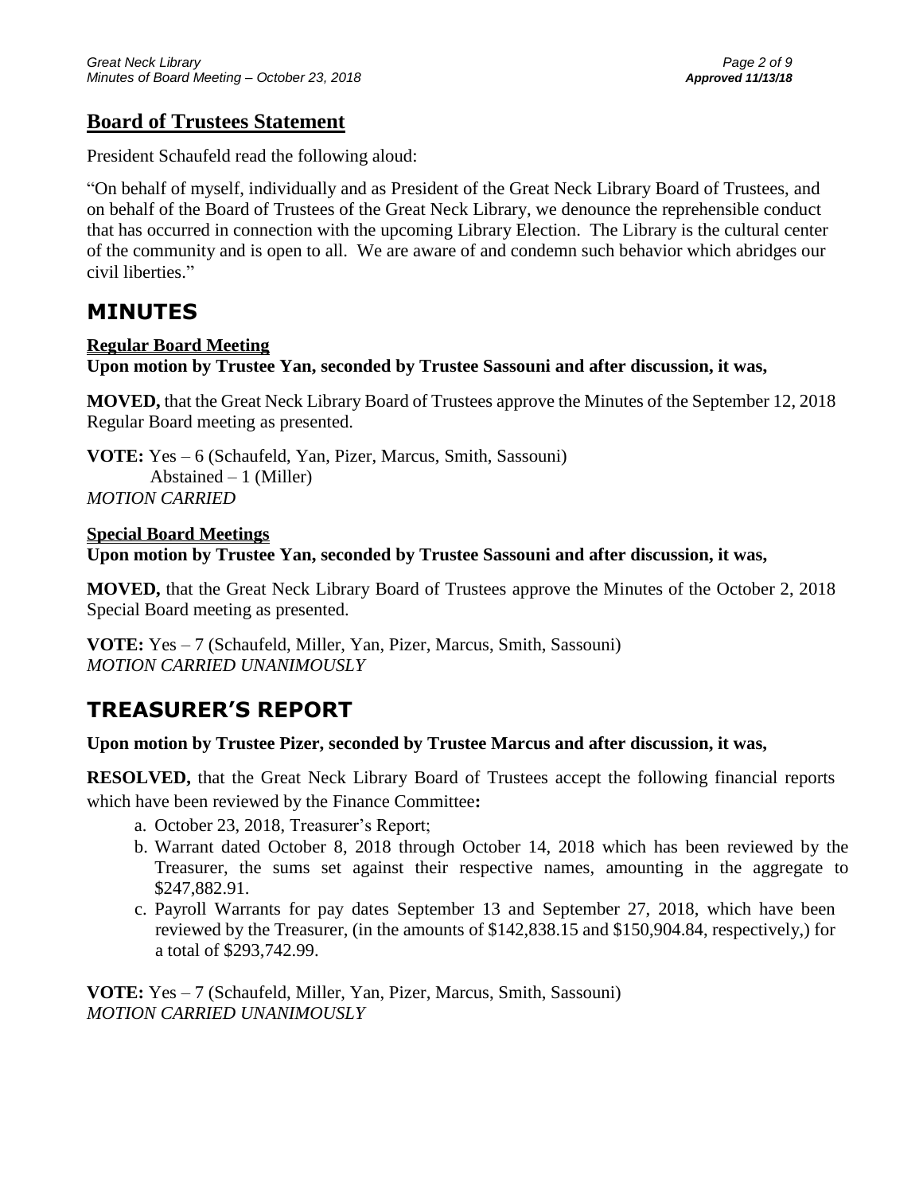## Board of Trustees Statement

President Schaufeld read the following aloud:

"On behalf of myself, individually and as President of the Great Neck Library Board of Trustees, and on behalf of the Board of Trustees of the Great Neck Library, we denounce the reprehensible conduct that has occurred in connection with the upcoming Library Election. The Library is the cultural center of the community and is open to all. We are aware of and condemn such behavior which abridges our civil liberties."

# MINUTES

**Regular Board Meeting**

**Upon motion by Trustee Yan, seconded by Trustee Sassouni and after discussion, it was,**

**MOVED,** that the Great Neck Library Board of Trustees approve the Minutes of the September 12, 2018 Regular Board meeting as presented.

**VOTE:** Yes – 6 (Schaufeld, Yan, Pizer, Marcus, Smith, Sassouni)
Abstained – 1 (Miller)
*MOTION CARRIED*

**Special Board Meetings**

**Upon motion by Trustee Yan, seconded by Trustee Sassouni and after discussion, it was,**

**MOVED,** that the Great Neck Library Board of Trustees approve the Minutes of the October 2, 2018 Special Board meeting as presented.

**VOTE:** Yes – 7 (Schaufeld, Miller, Yan, Pizer, Marcus, Smith, Sassouni)
*MOTION CARRIED UNANIMOUSLY*

# TREASURER'S REPORT

**Upon motion by Trustee Pizer, seconded by Trustee Marcus and after discussion, it was,**

**RESOLVED,** that the Great Neck Library Board of Trustees accept the following financial reports which have been reviewed by the Finance Committee**:**

a. October 23, 2018, Treasurer's Report;
b. Warrant dated October 8, 2018 through October 14, 2018 which has been reviewed by the Treasurer, the sums set against their respective names, amounting in the aggregate to $247,882.91.
c. Payroll Warrants for pay dates September 13 and September 27, 2018, which have been reviewed by the Treasurer, (in the amounts of $142,838.15 and $150,904.84, respectively,) for a total of $293,742.99.

**VOTE:** Yes – 7 (Schaufeld, Miller, Yan, Pizer, Marcus, Smith, Sassouni)
*MOTION CARRIED UNANIMOUSLY*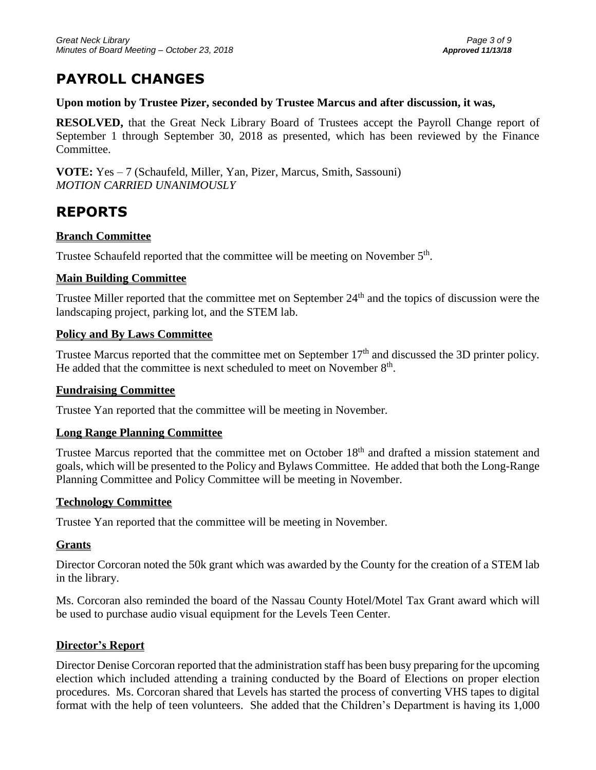## PAYROLL CHANGES

**Upon motion by Trustee Pizer, seconded by Trustee Marcus and after discussion, it was,**

**RESOLVED,** that the Great Neck Library Board of Trustees accept the Payroll Change report of September 1 through September 30, 2018 as presented, which has been reviewed by the Finance Committee.

**VOTE:** Yes – 7 (Schaufeld, Miller, Yan, Pizer, Marcus, Smith, Sassouni)
*MOTION CARRIED UNANIMOUSLY*

## REPORTS

### Branch Committee

Trustee Schaufeld reported that the committee will be meeting on November 5th.

### Main Building Committee

Trustee Miller reported that the committee met on September 24th and the topics of discussion were the landscaping project, parking lot, and the STEM lab.

### Policy and By Laws Committee

Trustee Marcus reported that the committee met on September 17th and discussed the 3D printer policy. He added that the committee is next scheduled to meet on November 8th.

### Fundraising Committee

Trustee Yan reported that the committee will be meeting in November.

### Long Range Planning Committee

Trustee Marcus reported that the committee met on October 18th and drafted a mission statement and goals, which will be presented to the Policy and Bylaws Committee. He added that both the Long-Range Planning Committee and Policy Committee will be meeting in November.

### Technology Committee

Trustee Yan reported that the committee will be meeting in November.

### Grants

Director Corcoran noted the 50k grant which was awarded by the County for the creation of a STEM lab in the library.

Ms. Corcoran also reminded the board of the Nassau County Hotel/Motel Tax Grant award which will be used to purchase audio visual equipment for the Levels Teen Center.

### Director's Report

Director Denise Corcoran reported that the administration staff has been busy preparing for the upcoming election which included attending a training conducted by the Board of Elections on proper election procedures. Ms. Corcoran shared that Levels has started the process of converting VHS tapes to digital format with the help of teen volunteers. She added that the Children's Department is having its 1,000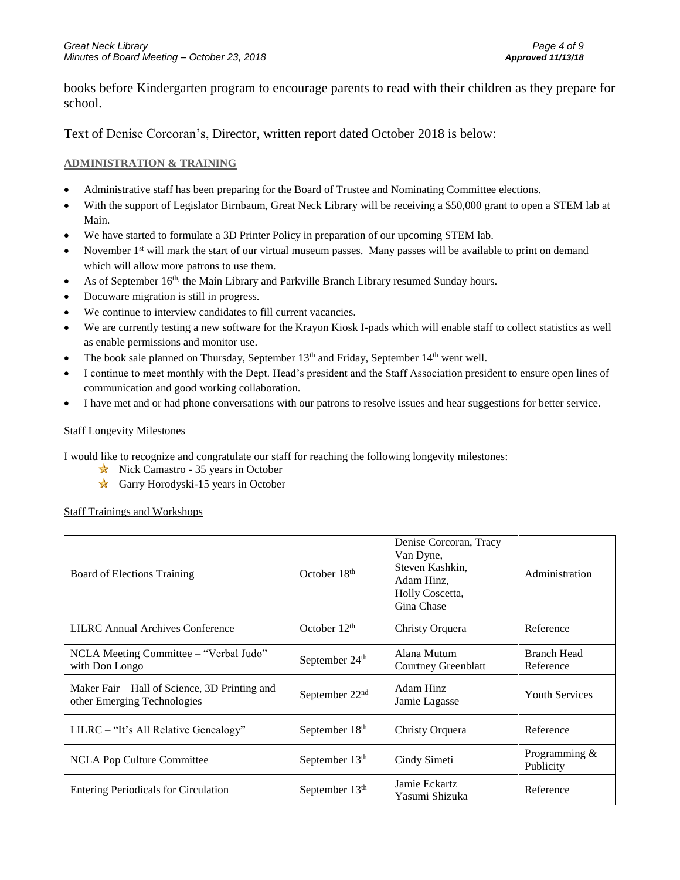books before Kindergarten program to encourage parents to read with their children as they prepare for school.

Text of Denise Corcoran's, Director, written report dated October 2018 is below:

**ADMINISTRATION & TRAINING**

- Administrative staff has been preparing for the Board of Trustee and Nominating Committee elections.
- With the support of Legislator Birnbaum, Great Neck Library will be receiving a $50,000 grant to open a STEM lab at Main.
- We have started to formulate a 3D Printer Policy in preparation of our upcoming STEM lab.
- November 1st will mark the start of our virtual museum passes. Many passes will be available to print on demand which will allow more patrons to use them.
- As of September 16th, the Main Library and Parkville Branch Library resumed Sunday hours.
- Docuware migration is still in progress.
- We continue to interview candidates to fill current vacancies.
- We are currently testing a new software for the Krayon Kiosk I-pads which will enable staff to collect statistics as well as enable permissions and monitor use.
- The book sale planned on Thursday, September 13th and Friday, September 14th went well.
- I continue to meet monthly with the Dept. Head's president and the Staff Association president to ensure open lines of communication and good working collaboration.
- I have met and or had phone conversations with our patrons to resolve issues and hear suggestions for better service.

Staff Longevity Milestones

I would like to recognize and congratulate our staff for reaching the following longevity milestones:

- ★ Nick Camastro - 35 years in October
- ★ Garry Horodyski-15 years in October

Staff Trainings and Workshops

| | | | |
|---|---|---|---|
| Board of Elections Training | October 18th | Denise Corcoran, Tracy Van Dyne, Steven Kashkin, Adam Hinz, Holly Coscetta, Gina Chase | Administration |
| LILRC Annual Archives Conference | October 12th | Christy Orquera | Reference |
| NCLA Meeting Committee – "Verbal Judo" with Don Longo | September 24th | Alana Mutum Courtney Greenblatt | Branch Head Reference |
| Maker Fair – Hall of Science, 3D Printing and other Emerging Technologies | September 22nd | Adam Hinz Jamie Lagasse | Youth Services |
| LILRC – "It's All Relative Genealogy" | September 18th | Christy Orquera | Reference |
| NCLA Pop Culture Committee | September 13th | Cindy Simeti | Programming & Publicity |
| Entering Periodicals for Circulation | September 13th | Jamie Eckartz Yasumi Shizuka | Reference |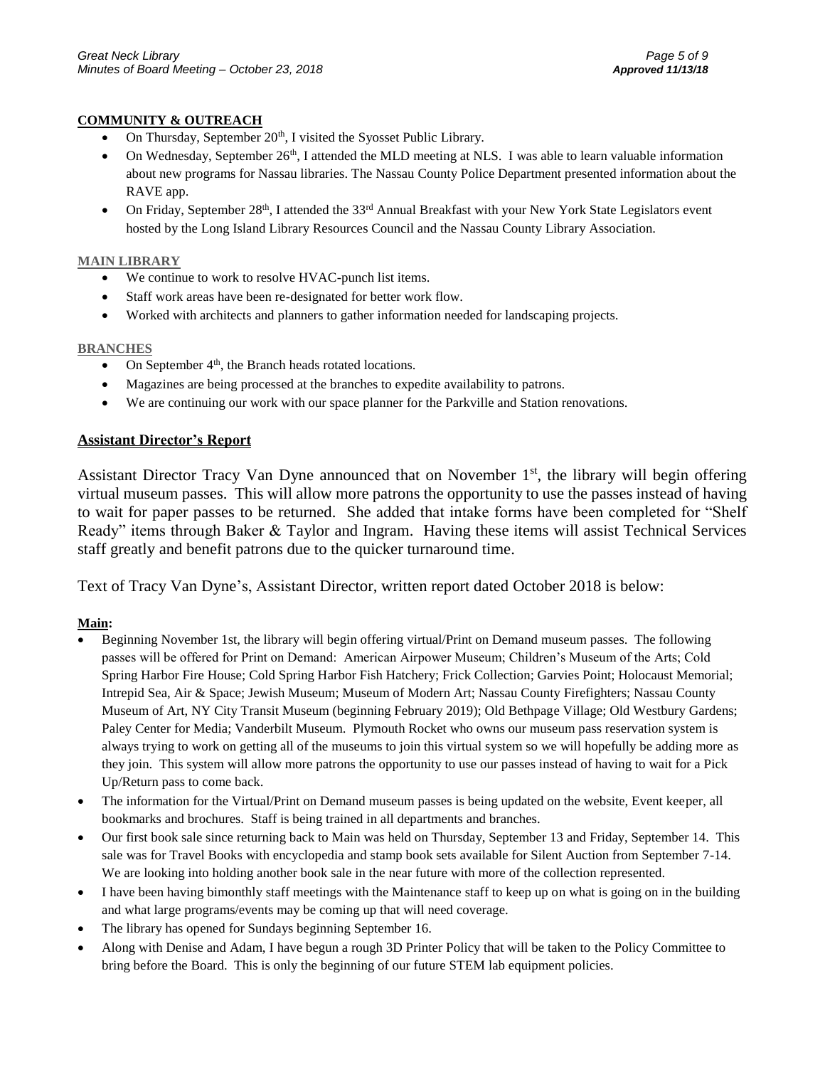**COMMUNITY & OUTREACH**

- On Thursday, September 20th, I visited the Syosset Public Library.
- On Wednesday, September 26th, I attended the MLD meeting at NLS. I was able to learn valuable information about new programs for Nassau libraries. The Nassau County Police Department presented information about the RAVE app.
- On Friday, September 28th, I attended the 33rd Annual Breakfast with your New York State Legislators event hosted by the Long Island Library Resources Council and the Nassau County Library Association.

**MAIN LIBRARY**

- We continue to work to resolve HVAC-punch list items.
- Staff work areas have been re-designated for better work flow.
- Worked with architects and planners to gather information needed for landscaping projects.

**BRANCHES**

- On September 4th, the Branch heads rotated locations.
- Magazines are being processed at the branches to expedite availability to patrons.
- We are continuing our work with our space planner for the Parkville and Station renovations.

## Assistant Director's Report

Assistant Director Tracy Van Dyne announced that on November 1st, the library will begin offering virtual museum passes. This will allow more patrons the opportunity to use the passes instead of having to wait for paper passes to be returned. She added that intake forms have been completed for "Shelf Ready" items through Baker & Taylor and Ingram. Having these items will assist Technical Services staff greatly and benefit patrons due to the quicker turnaround time.

Text of Tracy Van Dyne's, Assistant Director, written report dated October 2018 is below:

**Main:**

- Beginning November 1st, the library will begin offering virtual/Print on Demand museum passes. The following passes will be offered for Print on Demand: American Airpower Museum; Children's Museum of the Arts; Cold Spring Harbor Fire House; Cold Spring Harbor Fish Hatchery; Frick Collection; Garvies Point; Holocaust Memorial; Intrepid Sea, Air & Space; Jewish Museum; Museum of Modern Art; Nassau County Firefighters; Nassau County Museum of Art, NY City Transit Museum (beginning February 2019); Old Bethpage Village; Old Westbury Gardens; Paley Center for Media; Vanderbilt Museum. Plymouth Rocket who owns our museum pass reservation system is always trying to work on getting all of the museums to join this virtual system so we will hopefully be adding more as they join. This system will allow more patrons the opportunity to use our passes instead of having to wait for a Pick Up/Return pass to come back.
- The information for the Virtual/Print on Demand museum passes is being updated on the website, Event keeper, all bookmarks and brochures. Staff is being trained in all departments and branches.
- Our first book sale since returning back to Main was held on Thursday, September 13 and Friday, September 14. This sale was for Travel Books with encyclopedia and stamp book sets available for Silent Auction from September 7-14. We are looking into holding another book sale in the near future with more of the collection represented.
- I have been having bimonthly staff meetings with the Maintenance staff to keep up on what is going on in the building and what large programs/events may be coming up that will need coverage.
- The library has opened for Sundays beginning September 16.
- Along with Denise and Adam, I have begun a rough 3D Printer Policy that will be taken to the Policy Committee to bring before the Board. This is only the beginning of our future STEM lab equipment policies.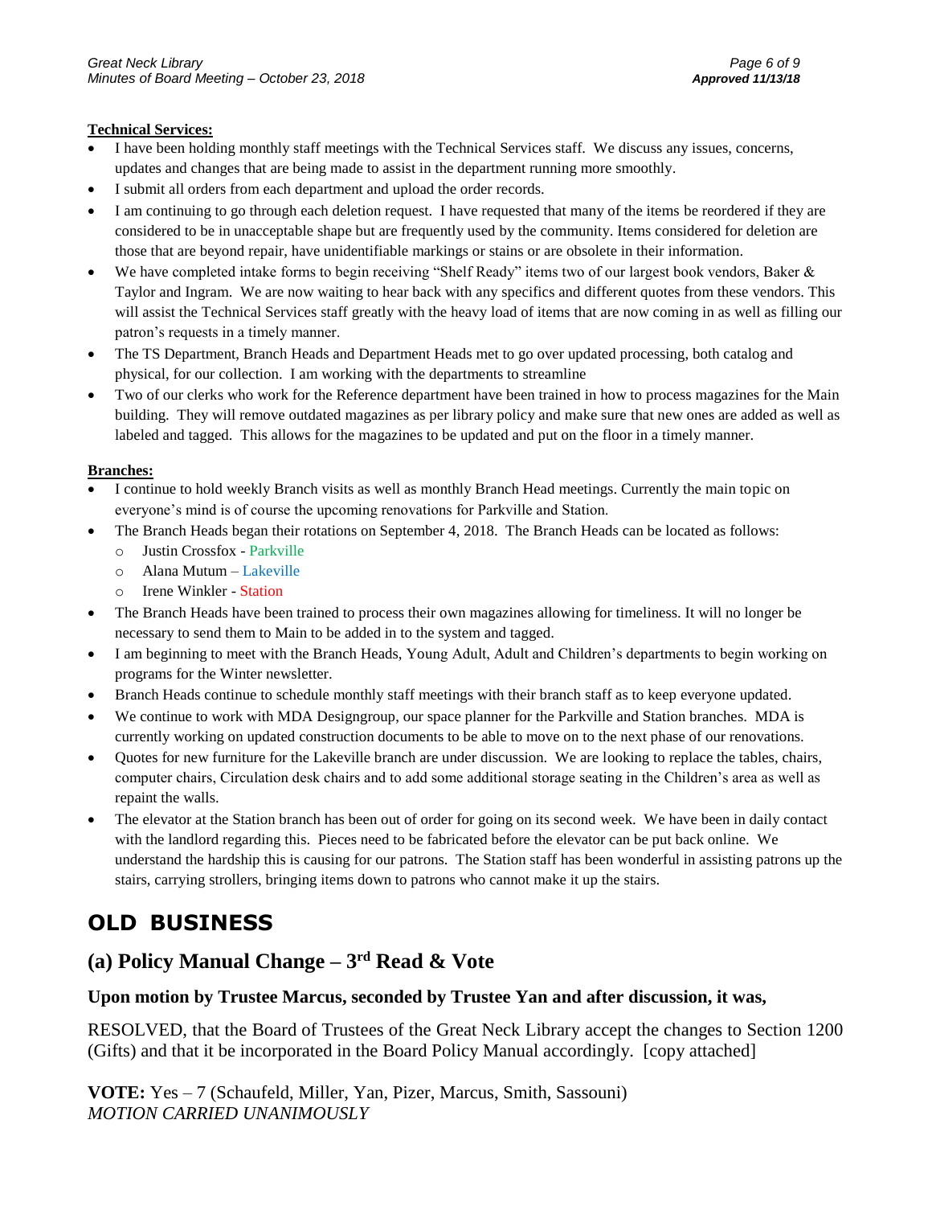**Technical Services:**

- I have been holding monthly staff meetings with the Technical Services staff. We discuss any issues, concerns, updates and changes that are being made to assist in the department running more smoothly.
- I submit all orders from each department and upload the order records.
- I am continuing to go through each deletion request. I have requested that many of the items be reordered if they are considered to be in unacceptable shape but are frequently used by the community. Items considered for deletion are those that are beyond repair, have unidentifiable markings or stains or are obsolete in their information.
- We have completed intake forms to begin receiving "Shelf Ready" items two of our largest book vendors, Baker & Taylor and Ingram. We are now waiting to hear back with any specifics and different quotes from these vendors. This will assist the Technical Services staff greatly with the heavy load of items that are now coming in as well as filling our patron's requests in a timely manner.
- The TS Department, Branch Heads and Department Heads met to go over updated processing, both catalog and physical, for our collection. I am working with the departments to streamline
- Two of our clerks who work for the Reference department have been trained in how to process magazines for the Main building. They will remove outdated magazines as per library policy and make sure that new ones are added as well as labeled and tagged. This allows for the magazines to be updated and put on the floor in a timely manner.

**Branches:**

- I continue to hold weekly Branch visits as well as monthly Branch Head meetings. Currently the main topic on everyone's mind is of course the upcoming renovations for Parkville and Station.
- The Branch Heads began their rotations on September 4, 2018. The Branch Heads can be located as follows:
  - Justin Crossfox - Parkville
  - Alana Mutum – Lakeville
  - Irene Winkler - Station
- The Branch Heads have been trained to process their own magazines allowing for timeliness. It will no longer be necessary to send them to Main to be added in to the system and tagged.
- I am beginning to meet with the Branch Heads, Young Adult, Adult and Children's departments to begin working on programs for the Winter newsletter.
- Branch Heads continue to schedule monthly staff meetings with their branch staff as to keep everyone updated.
- We continue to work with MDA Designgroup, our space planner for the Parkville and Station branches. MDA is currently working on updated construction documents to be able to move on to the next phase of our renovations.
- Quotes for new furniture for the Lakeville branch are under discussion. We are looking to replace the tables, chairs, computer chairs, Circulation desk chairs and to add some additional storage seating in the Children's area as well as repaint the walls.
- The elevator at the Station branch has been out of order for going on its second week. We have been in daily contact with the landlord regarding this. Pieces need to be fabricated before the elevator can be put back online. We understand the hardship this is causing for our patrons. The Station staff has been wonderful in assisting patrons up the stairs, carrying strollers, bringing items down to patrons who cannot make it up the stairs.

# OLD BUSINESS

## (a) Policy Manual Change – 3rd Read & Vote

**Upon motion by Trustee Marcus, seconded by Trustee Yan and after discussion, it was,**

RESOLVED, that the Board of Trustees of the Great Neck Library accept the changes to Section 1200 (Gifts) and that it be incorporated in the Board Policy Manual accordingly. [copy attached]

**VOTE:** Yes – 7 (Schaufeld, Miller, Yan, Pizer, Marcus, Smith, Sassouni)
*MOTION CARRIED UNANIMOUSLY*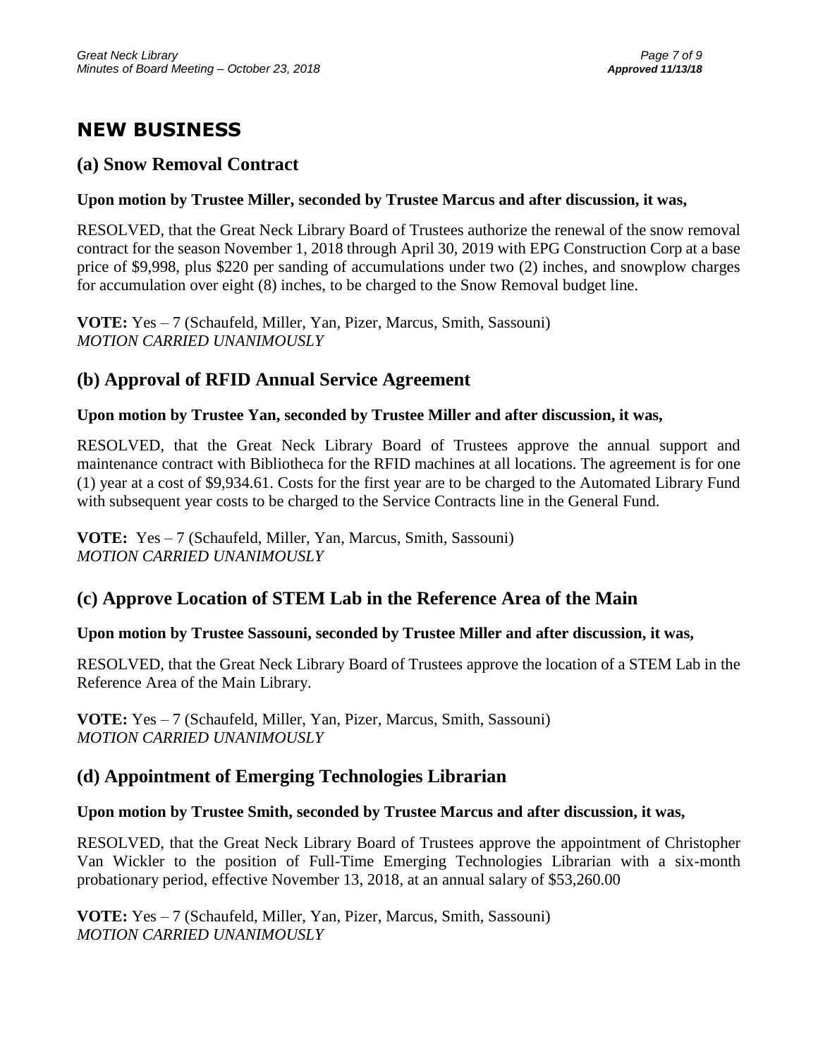# NEW BUSINESS

## (a) Snow Removal Contract

**Upon motion by Trustee Miller, seconded by Trustee Marcus and after discussion, it was,**

RESOLVED, that the Great Neck Library Board of Trustees authorize the renewal of the snow removal contract for the season November 1, 2018 through April 30, 2019 with EPG Construction Corp at a base price of $9,998, plus $220 per sanding of accumulations under two (2) inches, and snowplow charges for accumulation over eight (8) inches, to be charged to the Snow Removal budget line.

**VOTE:** Yes – 7 (Schaufeld, Miller, Yan, Pizer, Marcus, Smith, Sassouni)
*MOTION CARRIED UNANIMOUSLY*

## (b) Approval of RFID Annual Service Agreement

**Upon motion by Trustee Yan, seconded by Trustee Miller and after discussion, it was,**

RESOLVED, that the Great Neck Library Board of Trustees approve the annual support and maintenance contract with Bibliotheca for the RFID machines at all locations. The agreement is for one (1) year at a cost of $9,934.61. Costs for the first year are to be charged to the Automated Library Fund with subsequent year costs to be charged to the Service Contracts line in the General Fund.

**VOTE:** Yes – 7 (Schaufeld, Miller, Yan, Marcus, Smith, Sassouni)
*MOTION CARRIED UNANIMOUSLY*

## (c) Approve Location of STEM Lab in the Reference Area of the Main

**Upon motion by Trustee Sassouni, seconded by Trustee Miller and after discussion, it was,**

RESOLVED, that the Great Neck Library Board of Trustees approve the location of a STEM Lab in the Reference Area of the Main Library.

**VOTE:** Yes – 7 (Schaufeld, Miller, Yan, Pizer, Marcus, Smith, Sassouni)
*MOTION CARRIED UNANIMOUSLY*

## (d) Appointment of Emerging Technologies Librarian

**Upon motion by Trustee Smith, seconded by Trustee Marcus and after discussion, it was,**

RESOLVED, that the Great Neck Library Board of Trustees approve the appointment of Christopher Van Wickler to the position of Full-Time Emerging Technologies Librarian with a six-month probationary period, effective November 13, 2018, at an annual salary of $53,260.00

**VOTE:** Yes – 7 (Schaufeld, Miller, Yan, Pizer, Marcus, Smith, Sassouni)
*MOTION CARRIED UNANIMOUSLY*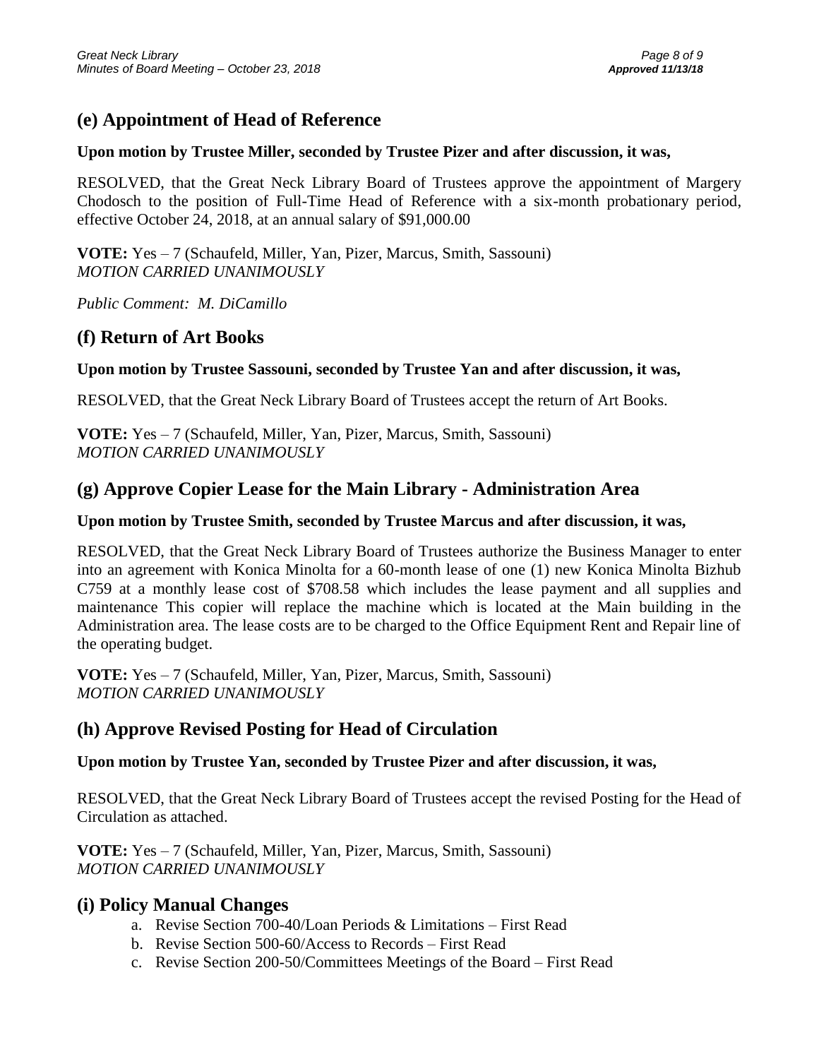## (e) Appointment of Head of Reference

**Upon motion by Trustee Miller, seconded by Trustee Pizer and after discussion, it was,**

RESOLVED, that the Great Neck Library Board of Trustees approve the appointment of Margery Chodosch to the position of Full-Time Head of Reference with a six-month probationary period, effective October 24, 2018, at an annual salary of $91,000.00

**VOTE:** Yes – 7 (Schaufeld, Miller, Yan, Pizer, Marcus, Smith, Sassouni)
*MOTION CARRIED UNANIMOUSLY*

*Public Comment: M. DiCamillo*

## (f) Return of Art Books

**Upon motion by Trustee Sassouni, seconded by Trustee Yan and after discussion, it was,**

RESOLVED, that the Great Neck Library Board of Trustees accept the return of Art Books.

**VOTE:** Yes – 7 (Schaufeld, Miller, Yan, Pizer, Marcus, Smith, Sassouni)
*MOTION CARRIED UNANIMOUSLY*

## (g) Approve Copier Lease for the Main Library - Administration Area

**Upon motion by Trustee Smith, seconded by Trustee Marcus and after discussion, it was,**

RESOLVED, that the Great Neck Library Board of Trustees authorize the Business Manager to enter into an agreement with Konica Minolta for a 60-month lease of one (1) new Konica Minolta Bizhub C759 at a monthly lease cost of $708.58 which includes the lease payment and all supplies and maintenance This copier will replace the machine which is located at the Main building in the Administration area. The lease costs are to be charged to the Office Equipment Rent and Repair line of the operating budget.

**VOTE:** Yes – 7 (Schaufeld, Miller, Yan, Pizer, Marcus, Smith, Sassouni)
*MOTION CARRIED UNANIMOUSLY*

## (h) Approve Revised Posting for Head of Circulation

**Upon motion by Trustee Yan, seconded by Trustee Pizer and after discussion, it was,**

RESOLVED, that the Great Neck Library Board of Trustees accept the revised Posting for the Head of Circulation as attached.

**VOTE:** Yes – 7 (Schaufeld, Miller, Yan, Pizer, Marcus, Smith, Sassouni)
*MOTION CARRIED UNANIMOUSLY*

## (i) Policy Manual Changes

a. Revise Section 700-40/Loan Periods & Limitations – First Read
b. Revise Section 500-60/Access to Records – First Read
c. Revise Section 200-50/Committees Meetings of the Board – First Read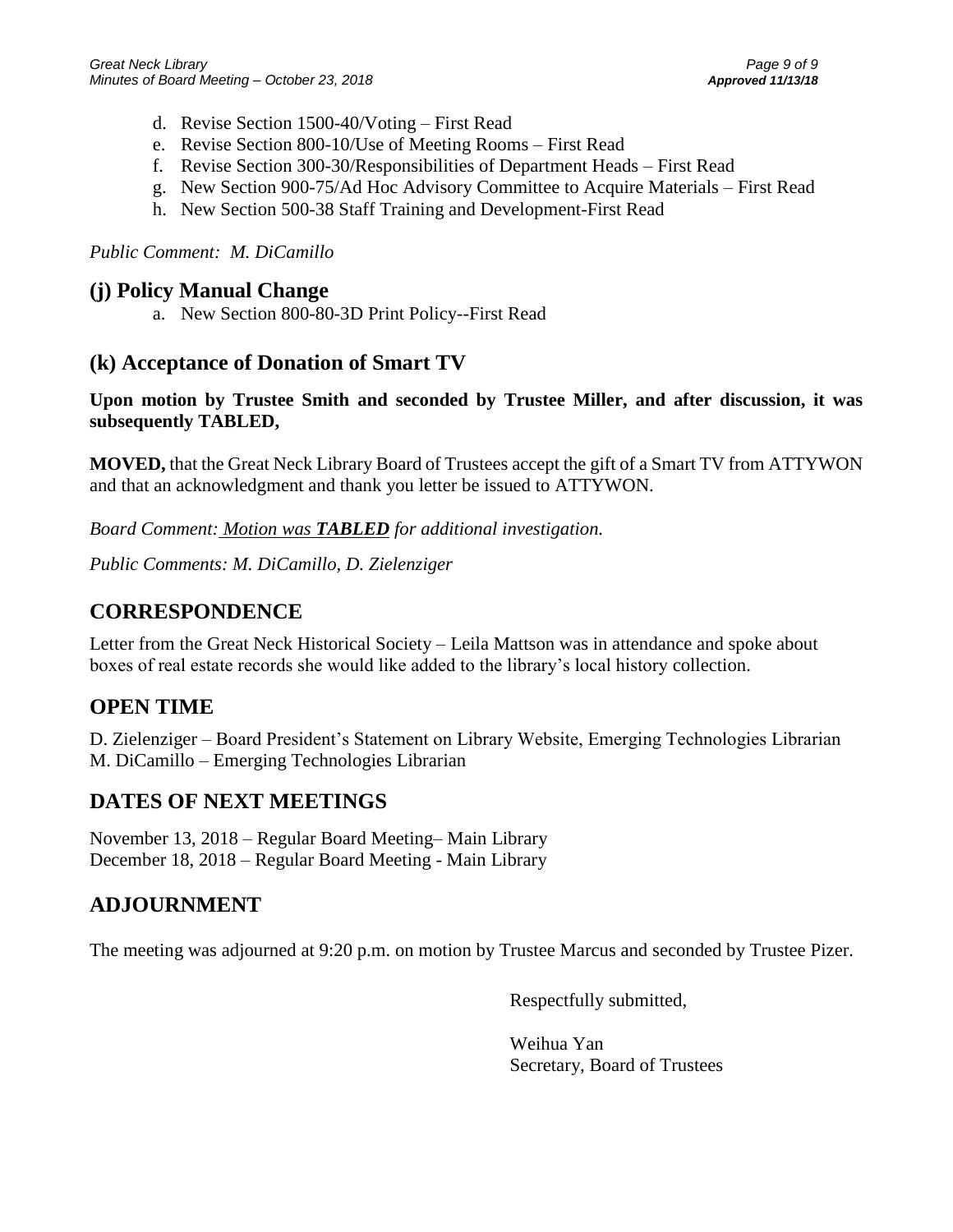d. Revise Section 1500-40/Voting – First Read
e. Revise Section 800-10/Use of Meeting Rooms – First Read
f. Revise Section 300-30/Responsibilities of Department Heads – First Read
g. New Section 900-75/Ad Hoc Advisory Committee to Acquire Materials – First Read
h. New Section 500-38 Staff Training and Development-First Read

*Public Comment: M. DiCamillo*

## (j) Policy Manual Change

a. New Section 800-80-3D Print Policy--First Read

## (k) Acceptance of Donation of Smart TV

**Upon motion by Trustee Smith and seconded by Trustee Miller, and after discussion, it was subsequently TABLED,**

**MOVED,** that the Great Neck Library Board of Trustees accept the gift of a Smart TV from ATTYWON and that an acknowledgment and thank you letter be issued to ATTYWON.

*Board Comment: Motion was **TABLED** for additional investigation.*

*Public Comments: M. DiCamillo, D. Zielenziger*

## CORRESPONDENCE

Letter from the Great Neck Historical Society – Leila Mattson was in attendance and spoke about boxes of real estate records she would like added to the library's local history collection.

## OPEN TIME

D. Zielenziger – Board President's Statement on Library Website, Emerging Technologies Librarian
M. DiCamillo – Emerging Technologies Librarian

## DATES OF NEXT MEETINGS

November 13, 2018 – Regular Board Meeting– Main Library
December 18, 2018 – Regular Board Meeting - Main Library

## ADJOURNMENT

The meeting was adjourned at 9:20 p.m. on motion by Trustee Marcus and seconded by Trustee Pizer.

Respectfully submitted,

Weihua Yan
Secretary, Board of Trustees